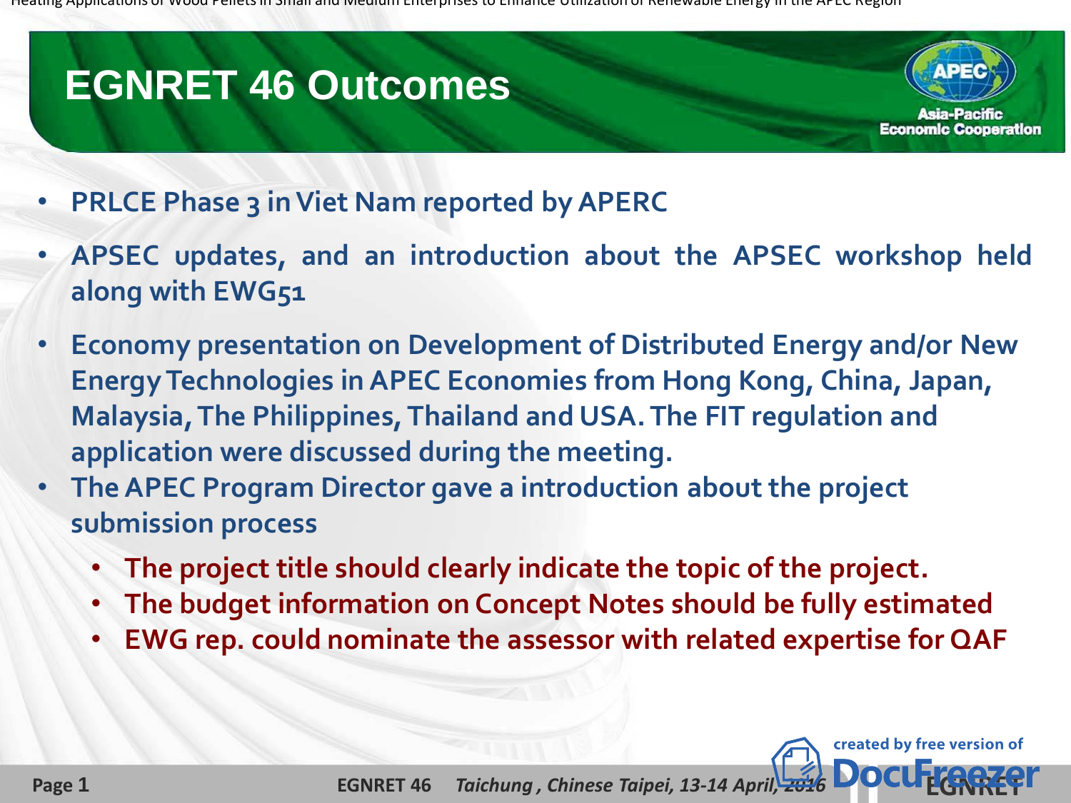# EGNRET 46 Outcomes

- PRLCE Phase 3 in Viet Nam reported by APERC
- APSEC updates, and an introduction about the APSEC workshop held along with EWG51
- Economy presentation on Development of Distributed Energy and/or New Energy Technologies in APEC Economies from Hong Kong, China, Japan, Malaysia, The Philippines, Thailand and USA. The FIT regulation and application were discussed during the meeting.
- The APEC Program Director gave a introduction about the project submission process
  - The project title should clearly indicate the topic of the project.
  - The budget information on Concept Notes should be fully estimated
  - EWG rep. could nominate the assessor with related expertise for QAF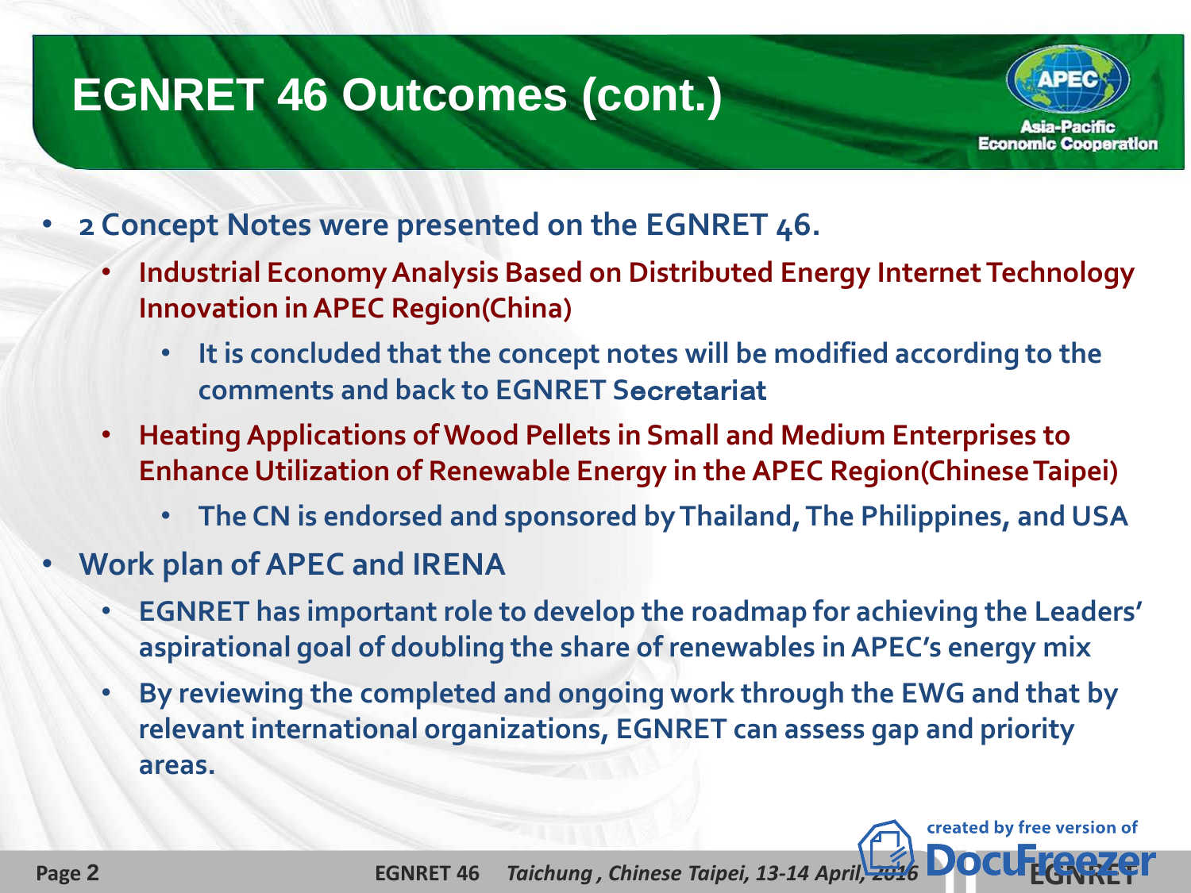# EGNRET 46 Outcomes (cont.)

- **2 Concept Notes were presented on the EGNRET 46.**
  - **Industrial Economy Analysis Based on Distributed Energy Internet Technology Innovation in APEC Region(China)**
    - **It is concluded that the concept notes will be modified according to the comments and back to EGNRET Secretariat**
  - **Heating Applications of Wood Pellets in Small and Medium Enterprises to Enhance Utilization of Renewable Energy in the APEC Region(Chinese Taipei)**
    - **The CN is endorsed and sponsored by Thailand, The Philippines, and USA**
- **Work plan of APEC and IRENA**
  - **EGNRET has important role to develop the roadmap for achieving the Leaders' aspirational goal of doubling the share of renewables in APEC's energy mix**
  - **By reviewing the completed and ongoing work through the EWG and that by relevant international organizations, EGNRET can assess gap and priority areas.**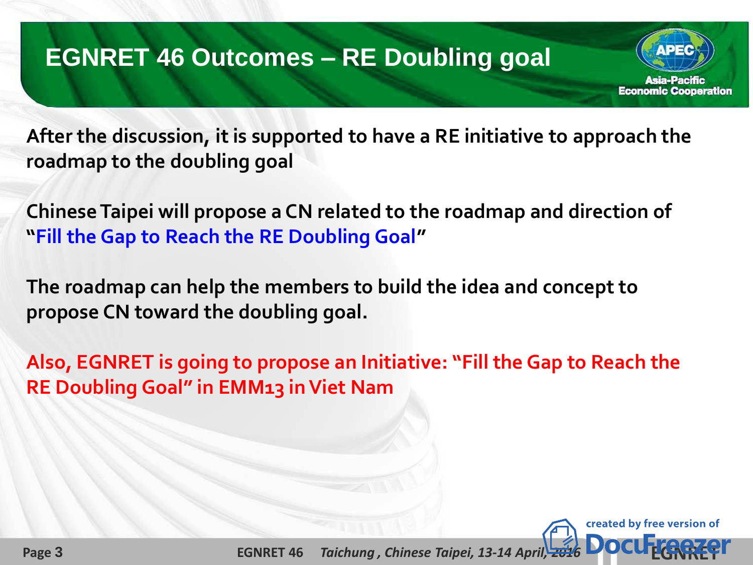# EGNRET 46 Outcomes – RE Doubling goal

**After the discussion, it is supported to have a RE initiative to approach the roadmap to the doubling goal**

**Chinese Taipei will propose a CN related to the roadmap and direction of "Fill the Gap to Reach the RE Doubling Goal"**

**The roadmap can help the members to build the idea and concept to propose CN toward the doubling goal.**

**Also, EGNRET is going to propose an Initiative: "Fill the Gap to Reach the RE Doubling Goal" in EMM13 in Viet Nam**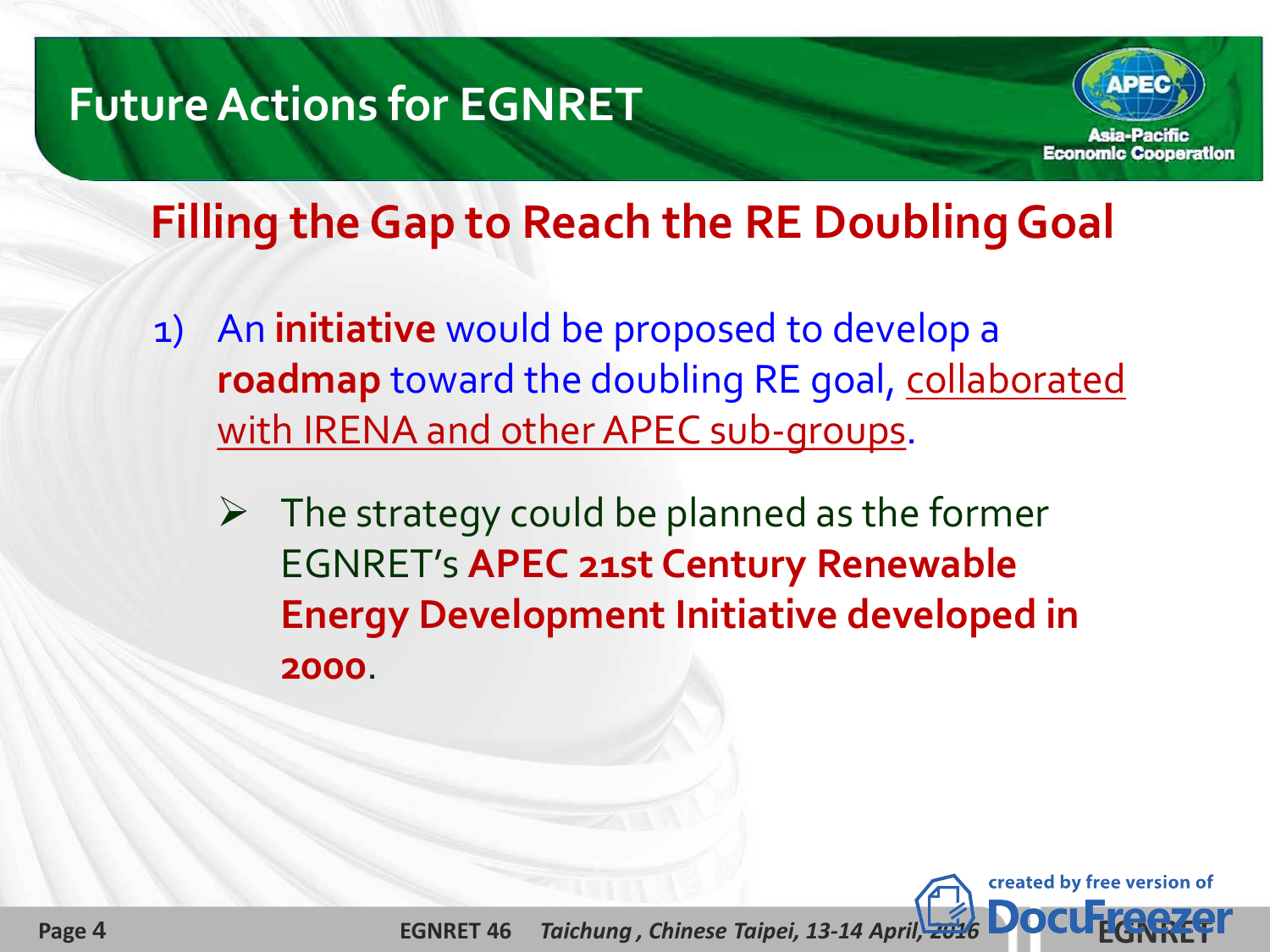# Future Actions for EGNRET

## Filling the Gap to Reach the RE Doubling Goal

1) An **initiative** would be proposed to develop a **roadmap** toward the doubling RE goal, collaborated with IRENA and other APEC sub-groups.

   - The strategy could be planned as the former EGNRET's **APEC 21st Century Renewable Energy Development Initiative developed in 2000**.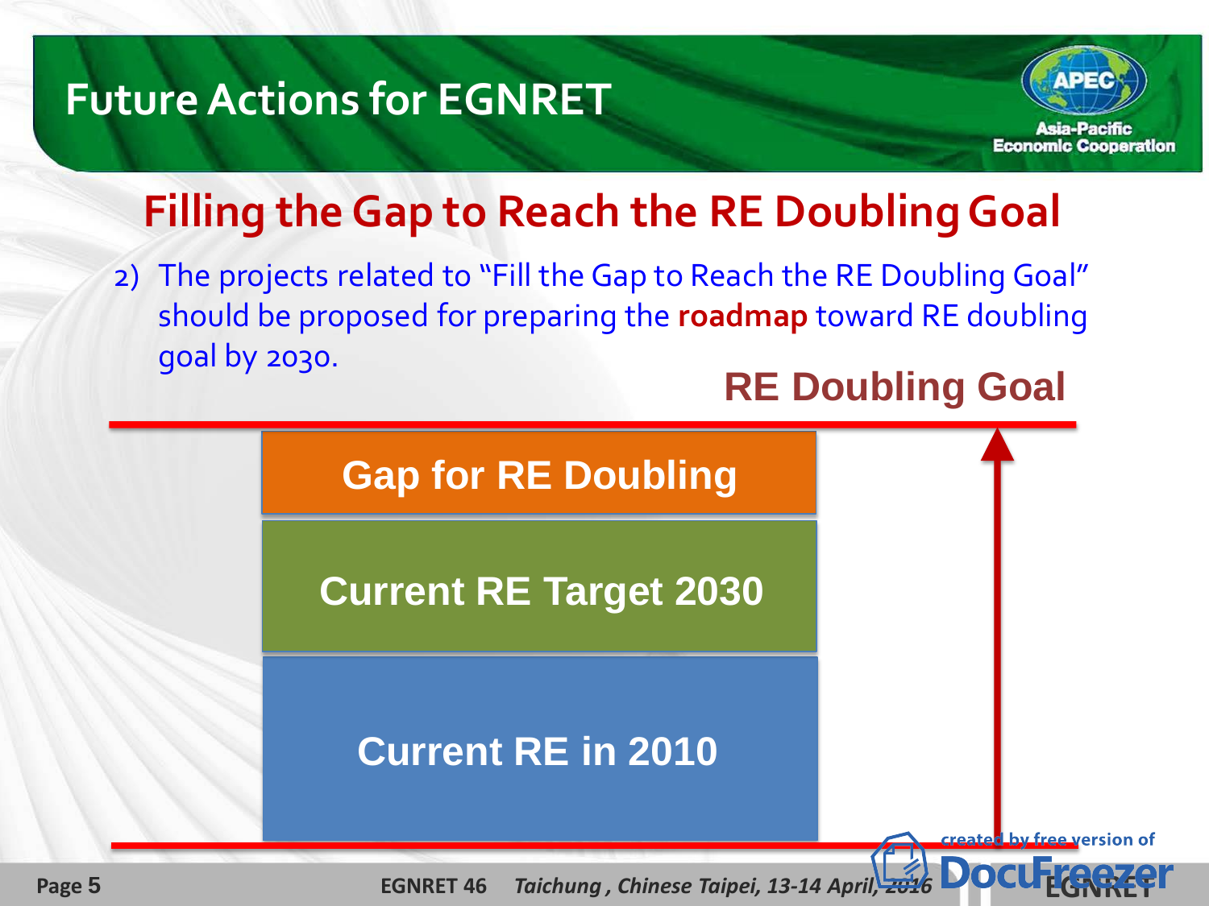# Future Actions for EGNRET

## Filling the Gap to Reach the RE Doubling Goal

2) The projects related to "Fill the Gap to Reach the RE Doubling Goal" should be proposed for preparing the **roadmap** toward RE doubling goal by 2030.

**RE Doubling Goal**

- Gap for RE Doubling
- Current RE Target 2030
- Current RE in 2010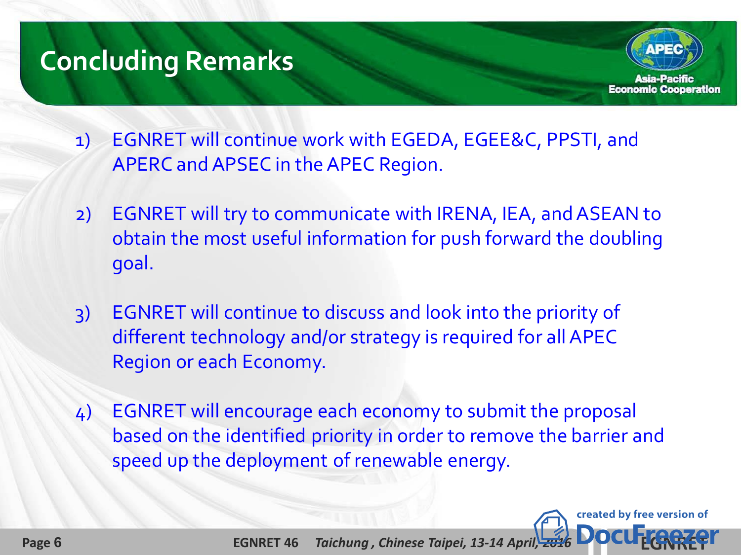# Concluding Remarks

1) EGNRET will continue work with EGEDA, EGEE&C, PPSTI, and APERC and APSEC in the APEC Region.

2) EGNRET will try to communicate with IRENA, IEA, and ASEAN to obtain the most useful information for push forward the doubling goal.

3) EGNRET will continue to discuss and look into the priority of different technology and/or strategy is required for all APEC Region or each Economy.

4) EGNRET will encourage each economy to submit the proposal based on the identified priority in order to remove the barrier and speed up the deployment of renewable energy.